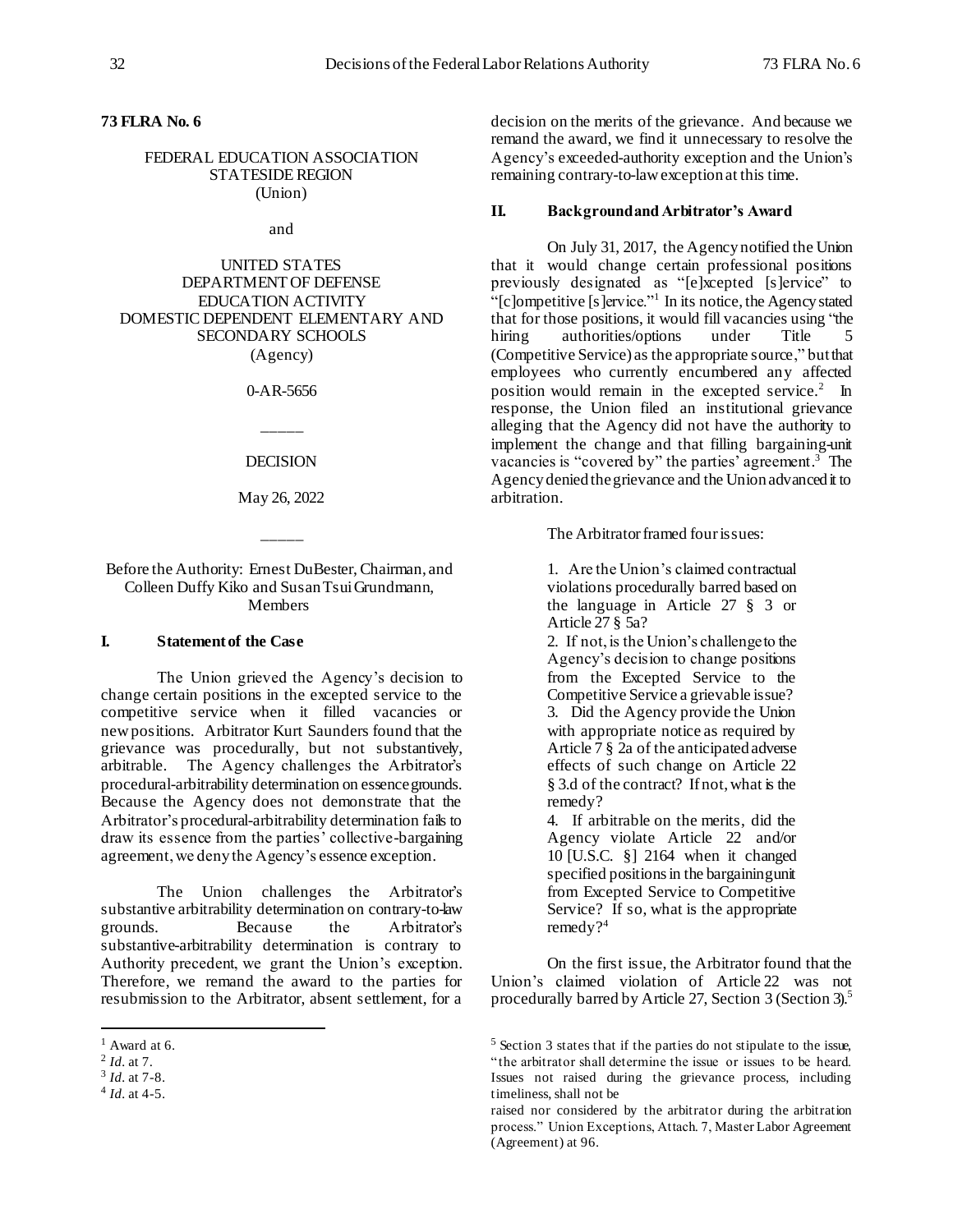**73 FLRA No. 6**

FEDERAL EDUCATION ASSOCIATION
STATESIDE REGION
(Union)

and

UNITED STATES
DEPARTMENT OF DEFENSE
EDUCATION ACTIVITY
DOMESTIC DEPENDENT ELEMENTARY AND SECONDARY SCHOOLS
(Agency)

0-AR-5656

_____

DECISION

May 26, 2022

_____

Before the Authority: Ernest DuBester, Chairman, and Colleen Duffy Kiko and Susan Tsui Grundmann, Members

## I. Statement of the Case

The Union grieved the Agency's decision to change certain positions in the excepted service to the competitive service when it filled vacancies or new positions. Arbitrator Kurt Saunders found that the grievance was procedurally, but not substantively, arbitrable. The Agency challenges the Arbitrator's procedural-arbitrability determination on essence grounds. Because the Agency does not demonstrate that the Arbitrator's procedural-arbitrability determination fails to draw its essence from the parties' collective-bargaining agreement, we deny the Agency's essence exception.

The Union challenges the Arbitrator's substantive arbitrability determination on contrary-to-law grounds. Because the Arbitrator's substantive-arbitrability determination is contrary to Authority precedent, we grant the Union's exception. Therefore, we remand the award to the parties for resubmission to the Arbitrator, absent settlement, for a decision on the merits of the grievance. And because we remand the award, we find it unnecessary to resolve the Agency's exceeded-authority exception and the Union's remaining contrary-to-law exception at this time.

## II. Background and Arbitrator's Award

On July 31, 2017, the Agency notified the Union that it would change certain professional positions previously designated as "[e]xcepted [s]ervice" to "[c]ompetitive [s]ervice."[1] In its notice, the Agency stated that for those positions, it would fill vacancies using "the hiring authorities/options under Title 5 (Competitive Service) as the appropriate source," but that employees who currently encumbered any affected position would remain in the excepted service.[2] In response, the Union filed an institutional grievance alleging that the Agency did not have the authority to implement the change and that filling bargaining-unit vacancies is "covered by" the parties' agreement.[3] The Agency denied the grievance and the Union advanced it to arbitration.

The Arbitrator framed four issues:

> 1. Are the Union's claimed contractual violations procedurally barred based on the language in Article 27 § 3 or Article 27 § 5a?
> 2. If not, is the Union's challenge to the Agency's decision to change positions from the Excepted Service to the Competitive Service a grievable issue?
> 3. Did the Agency provide the Union with appropriate notice as required by Article 7 § 2a of the anticipated adverse effects of such change on Article 22 § 3.d of the contract? If not, what is the remedy?
> 4. If arbitrable on the merits, did the Agency violate Article 22 and/or 10 [U.S.C. §] 2164 when it changed specified positions in the bargaining unit from Excepted Service to Competitive Service? If so, what is the appropriate remedy?[4]

On the first issue, the Arbitrator found that the Union's claimed violation of Article 22 was not procedurally barred by Article 27, Section 3 (Section 3).[5]

---

[1] Award at 6.

[2] *Id*. at 7.

[3] *Id*. at 7-8.

[4] *Id*. at 4-5.

[5] Section 3 states that if the parties do not stipulate to the issue, "the arbitrator shall determine the issue or issues to be heard. Issues not raised during the grievance process, including timeliness, shall not be raised nor considered by the arbitrator during the arbitration process." Union Exceptions, Attach. 7, Master Labor Agreement (Agreement) at 96.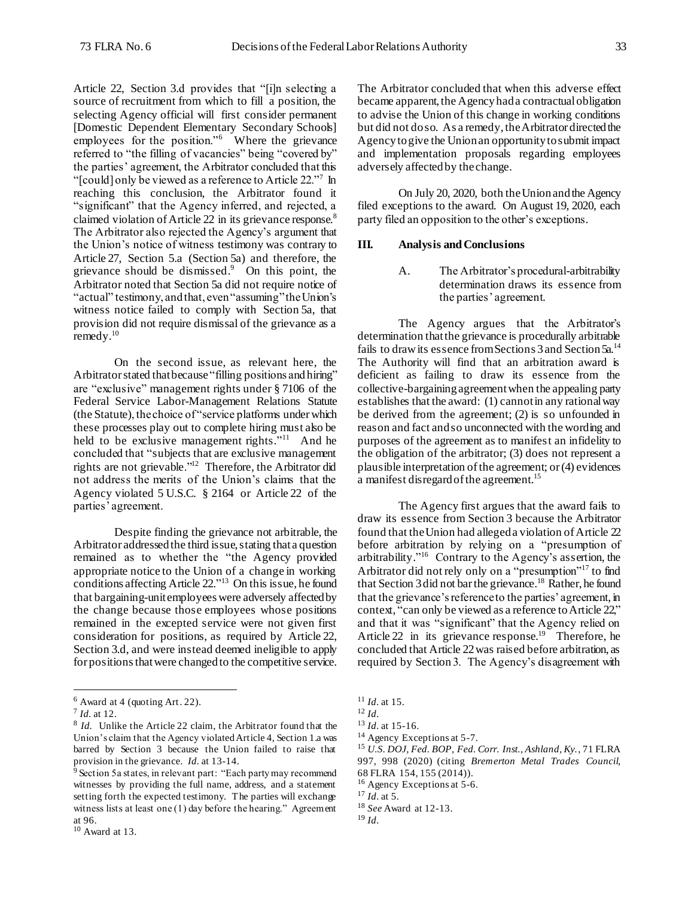Article 22, Section 3.d provides that "[i]n selecting a source of recruitment from which to fill a position, the selecting Agency official will first consider permanent [Domestic Dependent Elementary Secondary Schools] employees for the position."[6] Where the grievance referred to "the filling of vacancies" being "covered by" the parties' agreement, the Arbitrator concluded that this "[could] only be viewed as a reference to Article 22."[7] In reaching this conclusion, the Arbitrator found it "significant" that the Agency inferred, and rejected, a claimed violation of Article 22 in its grievance response.[8] The Arbitrator also rejected the Agency's argument that the Union's notice of witness testimony was contrary to Article 27, Section 5.a (Section 5a) and therefore, the grievance should be dismissed.[9] On this point, the Arbitrator noted that Section 5a did not require notice of "actual" testimony, and that, even "assuming" the Union's witness notice failed to comply with Section 5a, that provision did not require dismissal of the grievance as a remedy.[10]

On the second issue, as relevant here, the Arbitrator stated that because "filling positions and hiring" are "exclusive" management rights under § 7106 of the Federal Service Labor-Management Relations Statute (the Statute), the choice of "service platforms under which these processes play out to complete hiring must also be held to be exclusive management rights."[11] And he concluded that "subjects that are exclusive management rights are not grievable."[12] Therefore, the Arbitrator did not address the merits of the Union's claims that the Agency violated 5 U.S.C. § 2164 or Article 22 of the parties' agreement.

Despite finding the grievance not arbitrable, the Arbitrator addressed the third issue, stating that a question remained as to whether the "the Agency provided appropriate notice to the Union of a change in working conditions affecting Article 22."[13] On this issue, he found that bargaining-unit employees were adversely affected by the change because those employees whose positions remained in the excepted service were not given first consideration for positions, as required by Article 22, Section 3.d, and were instead deemed ineligible to apply for positions that were changed to the competitive service. The Arbitrator concluded that when this adverse effect became apparent, the Agency had a contractual obligation to advise the Union of this change in working conditions but did not do so. As a remedy, the Arbitrator directed the Agency to give the Union an opportunity to submit impact and implementation proposals regarding employees adversely affected by the change.

On July 20, 2020, both the Union and the Agency filed exceptions to the award. On August 19, 2020, each party filed an opposition to the other's exceptions.

## III. Analysis and Conclusions

### A. The Arbitrator's procedural-arbitrability determination draws its essence from the parties' agreement.

The Agency argues that the Arbitrator's determination that the grievance is procedurally arbitrable fails to draw its essence from Sections 3 and Section 5a.[14] The Authority will find that an arbitration award is deficient as failing to draw its essence from the collective-bargaining agreement when the appealing party establishes that the award: (1) cannot in any rational way be derived from the agreement; (2) is so unfounded in reason and fact and so unconnected with the wording and purposes of the agreement as to manifest an infidelity to the obligation of the arbitrator; (3) does not represent a plausible interpretation of the agreement; or (4) evidences a manifest disregard of the agreement.[15]

The Agency first argues that the award fails to draw its essence from Section 3 because the Arbitrator found that the Union had alleged a violation of Article 22 before arbitration by relying on a "presumption of arbitrability."[16] Contrary to the Agency's assertion, the Arbitrator did not rely only on a "presumption"[17] to find that Section 3 did not bar the grievance.[18] Rather, he found that the grievance's reference to the parties' agreement, in context, "can only be viewed as a reference to Article 22," and that it was "significant" that the Agency relied on Article 22 in its grievance response.[19] Therefore, he concluded that Article 22 was raised before arbitration, as required by Section 3. The Agency's disagreement with

---

[6] Award at 4 (quoting Art. 22).

[7] *Id.* at 12.

[8] *Id.* Unlike the Article 22 claim, the Arbitrator found that the Union's claim that the Agency violated Article 4, Section 1.a was barred by Section 3 because the Union failed to raise that provision in the grievance. *Id.* at 13-14.

[9] Section 5a states, in relevant part: "Each party may recommend witnesses by providing the full name, address, and a statement setting forth the expected testimony. The parties will exchange witness lists at least one (1) day before the hearing." Agreement at 96.

[10] Award at 13.

[11] *Id.* at 15.

[12] *Id.*

[13] *Id.* at 15-16.

[14] Agency Exceptions at 5-7.

[15] *U.S. DOJ, Fed. BOP, Fed. Corr. Inst., Ashland, Ky.*, 71 FLRA 997, 998 (2020) (citing *Bremerton Metal Trades Council*, 68 FLRA 154, 155 (2014)).

[16] Agency Exceptions at 5-6.

[17] *Id.* at 5.

[18] *See* Award at 12-13.

[19] *Id.*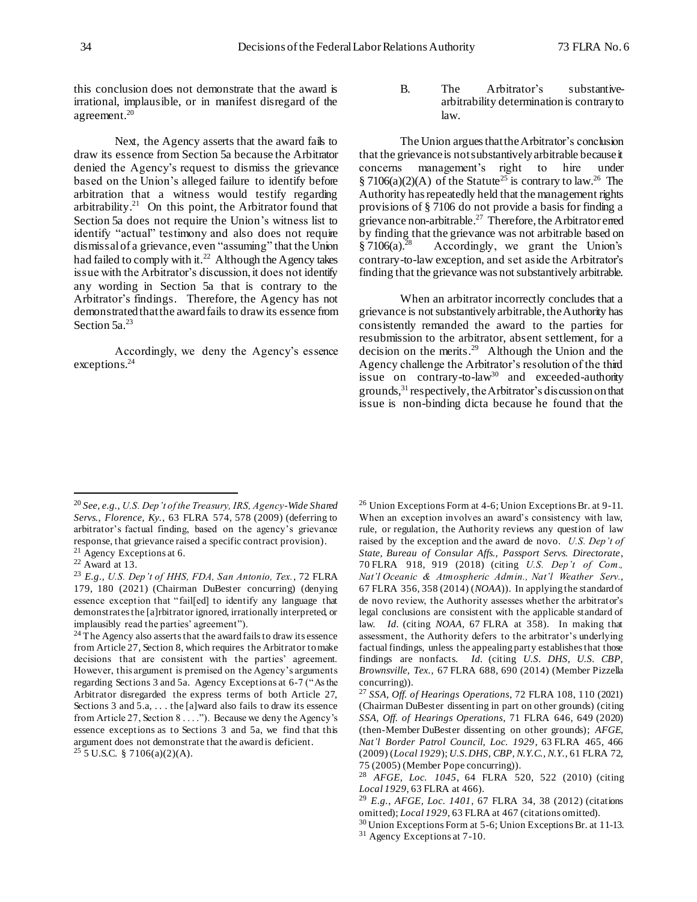this conclusion does not demonstrate that the award is irrational, implausible, or in manifest disregard of the agreement.[20]

Next, the Agency asserts that the award fails to draw its essence from Section 5a because the Arbitrator denied the Agency's request to dismiss the grievance based on the Union's alleged failure to identify before arbitration that a witness would testify regarding arbitrability.[21] On this point, the Arbitrator found that Section 5a does not require the Union's witness list to identify "actual" testimony and also does not require dismissal of a grievance, even "assuming" that the Union had failed to comply with it.[22] Although the Agency takes issue with the Arbitrator's discussion, it does not identify any wording in Section 5a that is contrary to the Arbitrator's findings. Therefore, the Agency has not demonstrated that the award fails to draw its essence from Section 5a.[23]

Accordingly, we deny the Agency's essence exceptions.[24]

### B. The Arbitrator's substantive-arbitrability determination is contrary to law.

The Union argues that the Arbitrator's conclusion that the grievance is not substantively arbitrable because it concerns management's right to hire under § 7106(a)(2)(A) of the Statute[25] is contrary to law.[26] The Authority has repeatedly held that the management rights provisions of § 7106 do not provide a basis for finding a grievance non-arbitrable.[27] Therefore, the Arbitrator erred by finding that the grievance was not arbitrable based on § 7106(a).[28] Accordingly, we grant the Union's contrary-to-law exception, and set aside the Arbitrator's finding that the grievance was not substantively arbitrable.

When an arbitrator incorrectly concludes that a grievance is not substantively arbitrable, the Authority has consistently remanded the award to the parties for resubmission to the arbitrator, absent settlement, for a decision on the merits.[29] Although the Union and the Agency challenge the Arbitrator's resolution of the third issue on contrary-to-law[30] and exceeded-authority grounds,[31] respectively, the Arbitrator's discussion on that issue is non-binding dicta because he found that the

---

[20] *See, e.g.*, *U.S. Dep't of the Treasury, IRS, Agency-Wide Shared Servs., Florence, Ky.*, 63 FLRA 574, 578 (2009) (deferring to arbitrator's factual finding, based on the agency's grievance response, that grievance raised a specific contract provision).

[21] Agency Exceptions at 6.

[22] Award at 13.

[23] *E.g.*, *U.S. Dep't of HHS, FDA, San Antonio, Tex.*, 72 FLRA 179, 180 (2021) (Chairman DuBester concurring) (denying essence exception that "fail[ed] to identify any language that demonstrates the [a]rbitrator ignored, irrationally interpreted, or implausibly read the parties' agreement").

[24] The Agency also asserts that the award fails to draw its essence from Article 27, Section 8, which requires the Arbitrator to make decisions that are consistent with the parties' agreement. However, this argument is premised on the Agency's arguments regarding Sections 3 and 5a. Agency Exceptions at 6-7 ("As the Arbitrator disregarded the express terms of both Article 27, Sections 3 and 5.a, . . . the [a]ward also fails to draw its essence from Article 27, Section 8 . . . ."). Because we deny the Agency's essence exceptions as to Sections 3 and 5a, we find that this argument does not demonstrate that the award is deficient.

[25] 5 U.S.C. § 7106(a)(2)(A).

[26] Union Exceptions Form at 4-6; Union Exceptions Br. at 9-11. When an exception involves an award's consistency with law, rule, or regulation, the Authority reviews any question of law raised by the exception and the award de novo. *U.S. Dep't of State, Bureau of Consular Affs., Passport Servs. Directorate*, 70 FLRA 918, 919 (2018) (citing *U.S. Dep't of Com., Nat'l Oceanic & Atmospheric Admin., Nat'l Weather Serv.*, 67 FLRA 356, 358 (2014) (*NOAA*)). In applying the standard of de novo review, the Authority assesses whether the arbitrator's legal conclusions are consistent with the applicable standard of law. *Id.* (citing *NOAA*, 67 FLRA at 358). In making that assessment, the Authority defers to the arbitrator's underlying factual findings, unless the appealing party establishes that those findings are nonfacts. *Id.* (citing *U.S. DHS, U.S. CBP, Brownsville, Tex.*, 67 FLRA 688, 690 (2014) (Member Pizzella concurring)).

[27] *SSA, Off. of Hearings Operations*, 72 FLRA 108, 110 (2021) (Chairman DuBester dissenting in part on other grounds) (citing *SSA, Off. of Hearings Operations*, 71 FLRA 646, 649 (2020) (then-Member DuBester dissenting on other grounds); *AFGE, Nat'l Border Patrol Council, Loc. 1929*, 63 FLRA 465, 466 (2009) (*Local 1929*); *U.S. DHS, CBP, N.Y.C., N.Y.*, 61 FLRA 72, 75 (2005) (Member Pope concurring)).

[28] *AFGE, Loc. 1045*, 64 FLRA 520, 522 (2010) (citing *Local 1929*, 63 FLRA at 466).

[29] *E.g.*, *AFGE, Loc. 1401*, 67 FLRA 34, 38 (2012) (citations omitted); *Local 1929*, 63 FLRA at 467 (citations omitted).

[30] Union Exceptions Form at 5-6; Union Exceptions Br. at 11-13.

[31] Agency Exceptions at 7-10.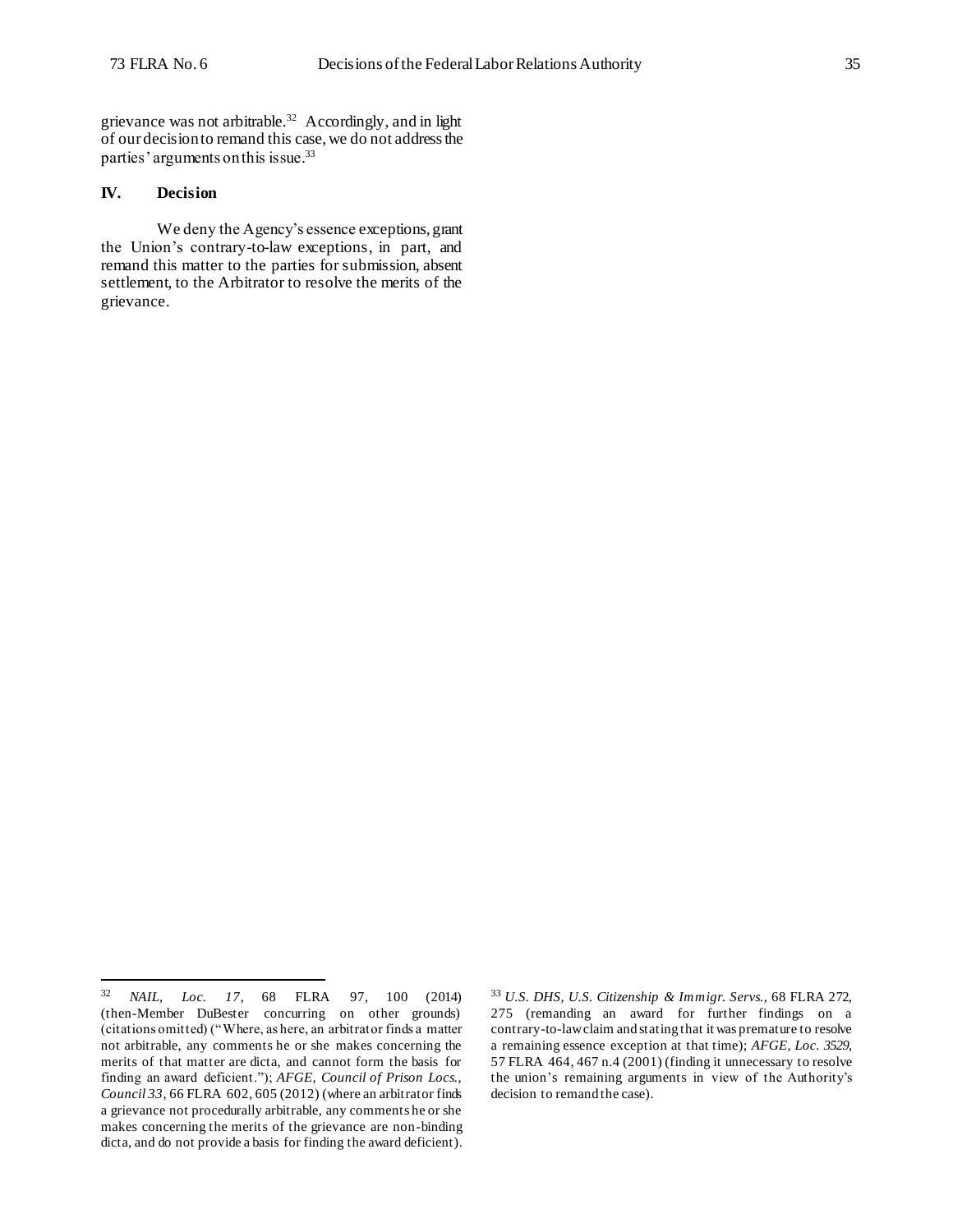grievance was not arbitrable.[32] Accordingly, and in light of our decision to remand this case, we do not address the parties' arguments on this issue.[33]

## IV. Decision

We deny the Agency's essence exceptions, grant the Union's contrary-to-law exceptions, in part, and remand this matter to the parties for submission, absent settlement, to the Arbitrator to resolve the merits of the grievance.

---

[32] *NAIL, Loc. 17*, 68 FLRA 97, 100 (2014) (then-Member DuBester concurring on other grounds) (citations omitted) ("Where, as here, an arbitrator finds a matter not arbitrable, any comments he or she makes concerning the merits of that matter are dicta, and cannot form the basis for finding an award deficient."); *AFGE, Council of Prison Locs., Council 33*, 66 FLRA 602, 605 (2012) (where an arbitrator finds a grievance not procedurally arbitrable, any comments he or she makes concerning the merits of the grievance are non-binding dicta, and do not provide a basis for finding the award deficient).

[33] *U.S. DHS, U.S. Citizenship & Immigr. Servs.*, 68 FLRA 272, 275 (remanding an award for further findings on a contrary-to-law claim and stating that it was premature to resolve a remaining essence exception at that time); *AFGE, Loc. 3529*, 57 FLRA 464, 467 n.4 (2001) (finding it unnecessary to resolve the union's remaining arguments in view of the Authority's decision to remand the case).